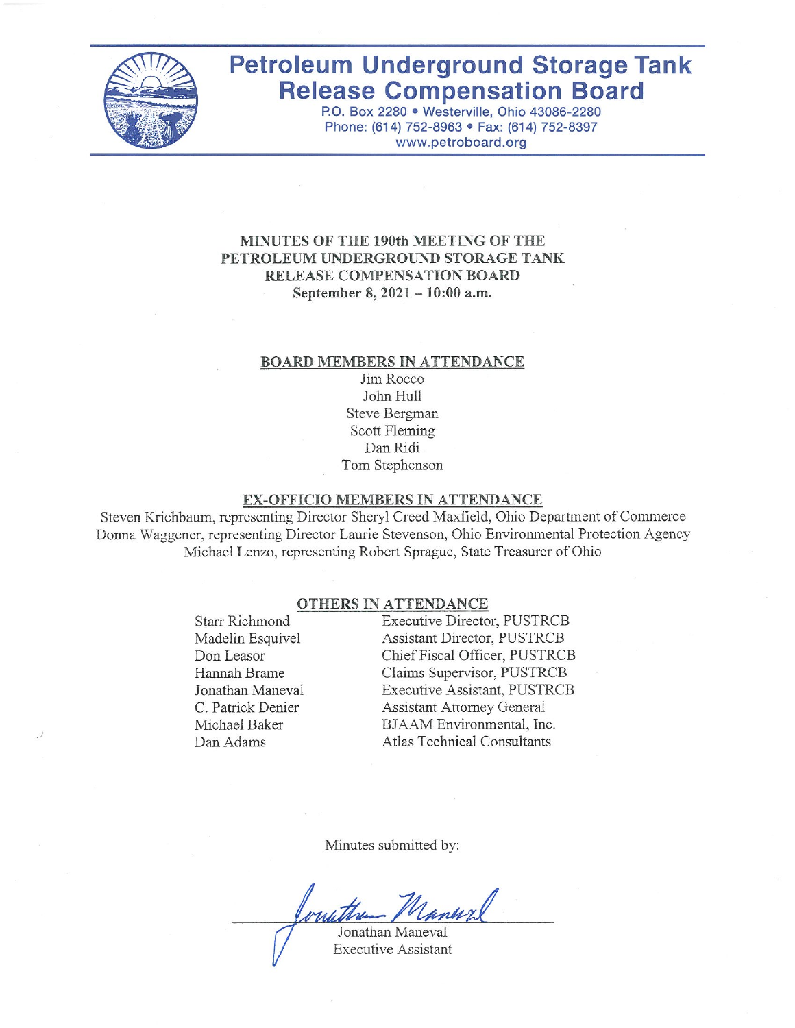# Petroleum Underground Storage Tank Release Compensation Board

P.O. Box 2280 • Westerville, Ohio 43086-2280
Phone: (614) 752-8963 • Fax: (614) 752-8397
www.petroboard.org

## MINUTES OF THE 190th MEETING OF THE PETROLEUM UNDERGROUND STORAGE TANK RELEASE COMPENSATION BOARD

**September 8, 2021 – 10:00 a.m.**

### BOARD MEMBERS IN ATTENDANCE

Jim Rocco
John Hull
Steve Bergman
Scott Fleming
Dan Ridi
Tom Stephenson

### EX-OFFICIO MEMBERS IN ATTENDANCE

Steven Krichbaum, representing Director Sheryl Creed Maxfield, Ohio Department of Commerce
Donna Waggener, representing Director Laurie Stevenson, Ohio Environmental Protection Agency
Michael Lenzo, representing Robert Sprague, State Treasurer of Ohio

### OTHERS IN ATTENDANCE

| | |
|---|---|
| Starr Richmond | Executive Director, PUSTRCB |
| Madelin Esquivel | Assistant Director, PUSTRCB |
| Don Leasor | Chief Fiscal Officer, PUSTRCB |
| Hannah Brame | Claims Supervisor, PUSTRCB |
| Jonathan Maneval | Executive Assistant, PUSTRCB |
| C. Patrick Denier | Assistant Attorney General |
| Michael Baker | BJAAM Environmental, Inc. |
| Dan Adams | Atlas Technical Consultants |

Minutes submitted by:

Jonathan Maneval
Executive Assistant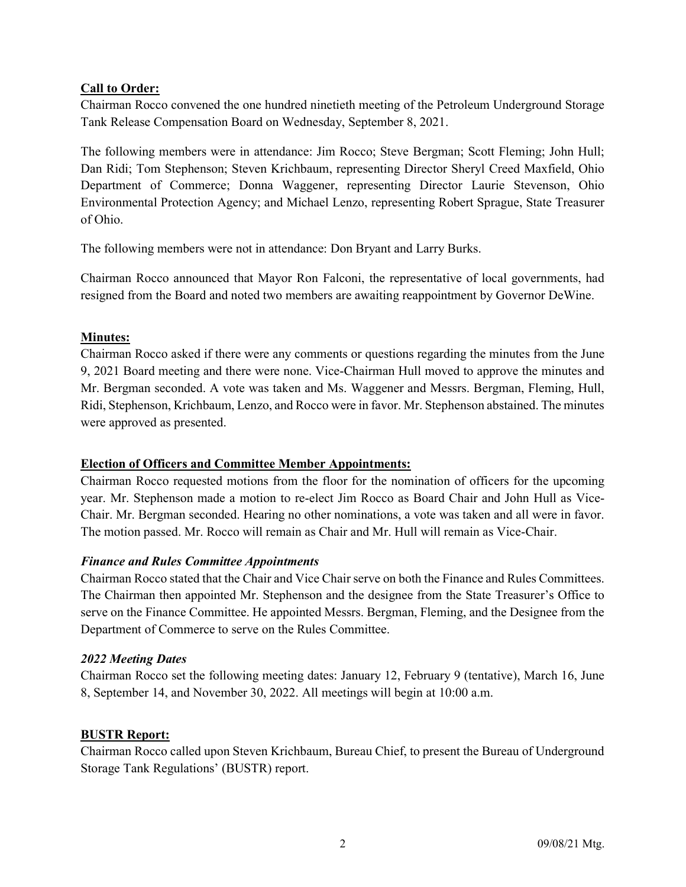**Call to Order:**

Chairman Rocco convened the one hundred ninetieth meeting of the Petroleum Underground Storage Tank Release Compensation Board on Wednesday, September 8, 2021.

The following members were in attendance: Jim Rocco; Steve Bergman; Scott Fleming; John Hull; Dan Ridi; Tom Stephenson; Steven Krichbaum, representing Director Sheryl Creed Maxfield, Ohio Department of Commerce; Donna Waggener, representing Director Laurie Stevenson, Ohio Environmental Protection Agency; and Michael Lenzo, representing Robert Sprague, State Treasurer of Ohio.

The following members were not in attendance: Don Bryant and Larry Burks.

Chairman Rocco announced that Mayor Ron Falconi, the representative of local governments, had resigned from the Board and noted two members are awaiting reappointment by Governor DeWine.

**Minutes:**

Chairman Rocco asked if there were any comments or questions regarding the minutes from the June 9, 2021 Board meeting and there were none. Vice-Chairman Hull moved to approve the minutes and Mr. Bergman seconded. A vote was taken and Ms. Waggener and Messrs. Bergman, Fleming, Hull, Ridi, Stephenson, Krichbaum, Lenzo, and Rocco were in favor. Mr. Stephenson abstained. The minutes were approved as presented.

**Election of Officers and Committee Member Appointments:**

Chairman Rocco requested motions from the floor for the nomination of officers for the upcoming year. Mr. Stephenson made a motion to re-elect Jim Rocco as Board Chair and John Hull as Vice-Chair. Mr. Bergman seconded. Hearing no other nominations, a vote was taken and all were in favor. The motion passed. Mr. Rocco will remain as Chair and Mr. Hull will remain as Vice-Chair.

***Finance and Rules Committee Appointments***

Chairman Rocco stated that the Chair and Vice Chair serve on both the Finance and Rules Committees. The Chairman then appointed Mr. Stephenson and the designee from the State Treasurer's Office to serve on the Finance Committee. He appointed Messrs. Bergman, Fleming, and the Designee from the Department of Commerce to serve on the Rules Committee.

***2022 Meeting Dates***

Chairman Rocco set the following meeting dates: January 12, February 9 (tentative), March 16, June 8, September 14, and November 30, 2022. All meetings will begin at 10:00 a.m.

**BUSTR Report:**

Chairman Rocco called upon Steven Krichbaum, Bureau Chief, to present the Bureau of Underground Storage Tank Regulations' (BUSTR) report.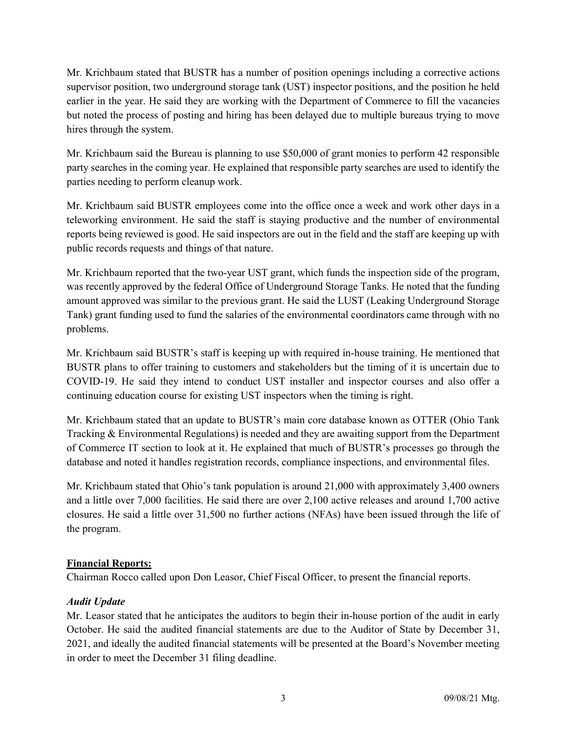Mr. Krichbaum stated that BUSTR has a number of position openings including a corrective actions supervisor position, two underground storage tank (UST) inspector positions, and the position he held earlier in the year. He said they are working with the Department of Commerce to fill the vacancies but noted the process of posting and hiring has been delayed due to multiple bureaus trying to move hires through the system.

Mr. Krichbaum said the Bureau is planning to use $50,000 of grant monies to perform 42 responsible party searches in the coming year. He explained that responsible party searches are used to identify the parties needing to perform cleanup work.

Mr. Krichbaum said BUSTR employees come into the office once a week and work other days in a teleworking environment. He said the staff is staying productive and the number of environmental reports being reviewed is good. He said inspectors are out in the field and the staff are keeping up with public records requests and things of that nature.

Mr. Krichbaum reported that the two-year UST grant, which funds the inspection side of the program, was recently approved by the federal Office of Underground Storage Tanks. He noted that the funding amount approved was similar to the previous grant. He said the LUST (Leaking Underground Storage Tank) grant funding used to fund the salaries of the environmental coordinators came through with no problems.

Mr. Krichbaum said BUSTR's staff is keeping up with required in-house training. He mentioned that BUSTR plans to offer training to customers and stakeholders but the timing of it is uncertain due to COVID-19. He said they intend to conduct UST installer and inspector courses and also offer a continuing education course for existing UST inspectors when the timing is right.

Mr. Krichbaum stated that an update to BUSTR's main core database known as OTTER (Ohio Tank Tracking & Environmental Regulations) is needed and they are awaiting support from the Department of Commerce IT section to look at it. He explained that much of BUSTR's processes go through the database and noted it handles registration records, compliance inspections, and environmental files.

Mr. Krichbaum stated that Ohio's tank population is around 21,000 with approximately 3,400 owners and a little over 7,000 facilities. He said there are over 2,100 active releases and around 1,700 active closures. He said a little over 31,500 no further actions (NFAs) have been issued through the life of the program.

**Financial Reports:**

Chairman Rocco called upon Don Leasor, Chief Fiscal Officer, to present the financial reports.

***Audit Update***

Mr. Leasor stated that he anticipates the auditors to begin their in-house portion of the audit in early October. He said the audited financial statements are due to the Auditor of State by December 31, 2021, and ideally the audited financial statements will be presented at the Board's November meeting in order to meet the December 31 filing deadline.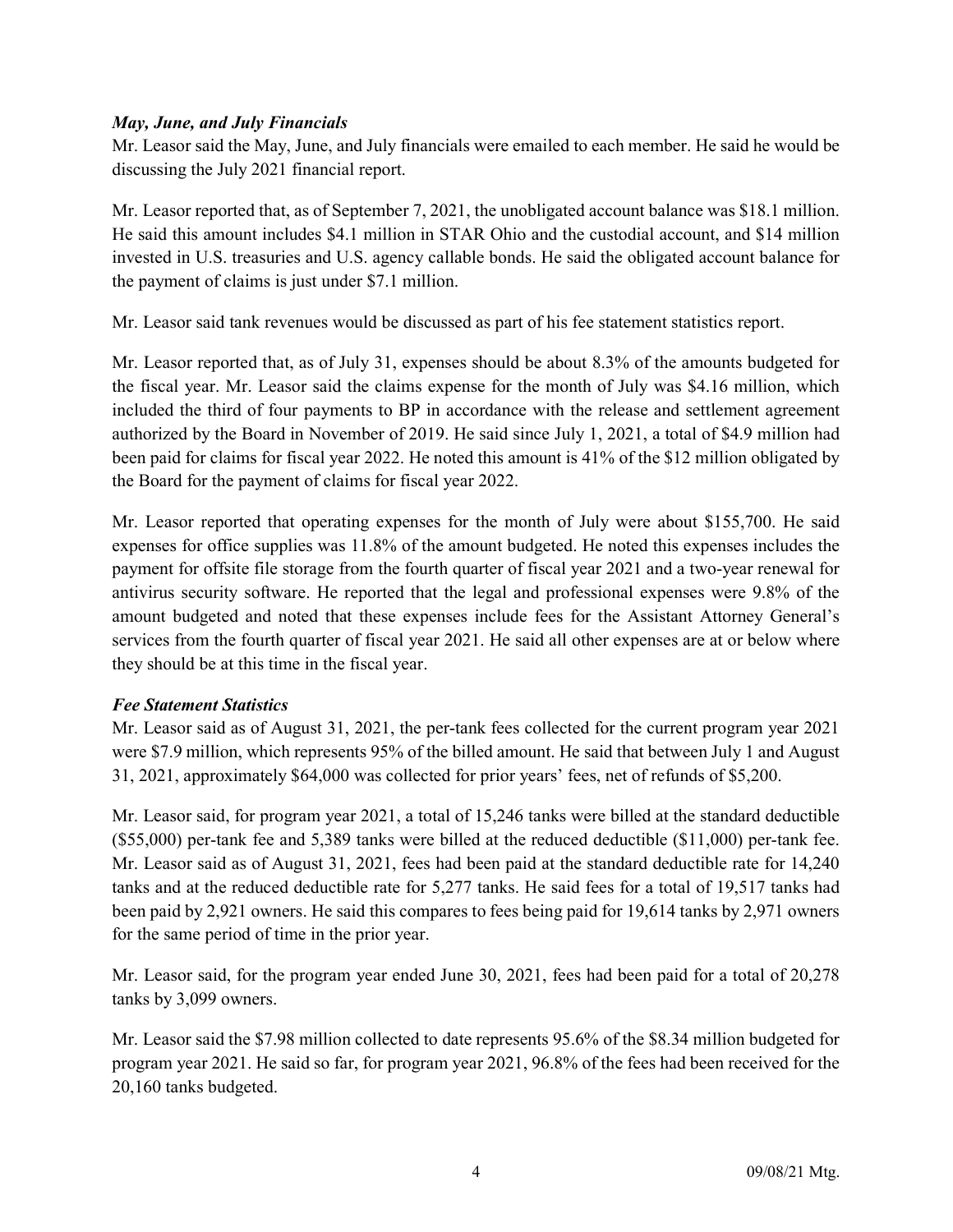***May, June, and July Financials***

Mr. Leasor said the May, June, and July financials were emailed to each member. He said he would be discussing the July 2021 financial report.

Mr. Leasor reported that, as of September 7, 2021, the unobligated account balance was $18.1 million. He said this amount includes $4.1 million in STAR Ohio and the custodial account, and $14 million invested in U.S. treasuries and U.S. agency callable bonds. He said the obligated account balance for the payment of claims is just under $7.1 million.

Mr. Leasor said tank revenues would be discussed as part of his fee statement statistics report.

Mr. Leasor reported that, as of July 31, expenses should be about 8.3% of the amounts budgeted for the fiscal year. Mr. Leasor said the claims expense for the month of July was $4.16 million, which included the third of four payments to BP in accordance with the release and settlement agreement authorized by the Board in November of 2019. He said since July 1, 2021, a total of $4.9 million had been paid for claims for fiscal year 2022. He noted this amount is 41% of the $12 million obligated by the Board for the payment of claims for fiscal year 2022.

Mr. Leasor reported that operating expenses for the month of July were about $155,700. He said expenses for office supplies was 11.8% of the amount budgeted. He noted this expenses includes the payment for offsite file storage from the fourth quarter of fiscal year 2021 and a two-year renewal for antivirus security software. He reported that the legal and professional expenses were 9.8% of the amount budgeted and noted that these expenses include fees for the Assistant Attorney General's services from the fourth quarter of fiscal year 2021. He said all other expenses are at or below where they should be at this time in the fiscal year.

***Fee Statement Statistics***

Mr. Leasor said as of August 31, 2021, the per-tank fees collected for the current program year 2021 were $7.9 million, which represents 95% of the billed amount. He said that between July 1 and August 31, 2021, approximately $64,000 was collected for prior years' fees, net of refunds of $5,200.

Mr. Leasor said, for program year 2021, a total of 15,246 tanks were billed at the standard deductible ($55,000) per-tank fee and 5,389 tanks were billed at the reduced deductible ($11,000) per-tank fee. Mr. Leasor said as of August 31, 2021, fees had been paid at the standard deductible rate for 14,240 tanks and at the reduced deductible rate for 5,277 tanks. He said fees for a total of 19,517 tanks had been paid by 2,921 owners. He said this compares to fees being paid for 19,614 tanks by 2,971 owners for the same period of time in the prior year.

Mr. Leasor said, for the program year ended June 30, 2021, fees had been paid for a total of 20,278 tanks by 3,099 owners.

Mr. Leasor said the $7.98 million collected to date represents 95.6% of the $8.34 million budgeted for program year 2021. He said so far, for program year 2021, 96.8% of the fees had been received for the 20,160 tanks budgeted.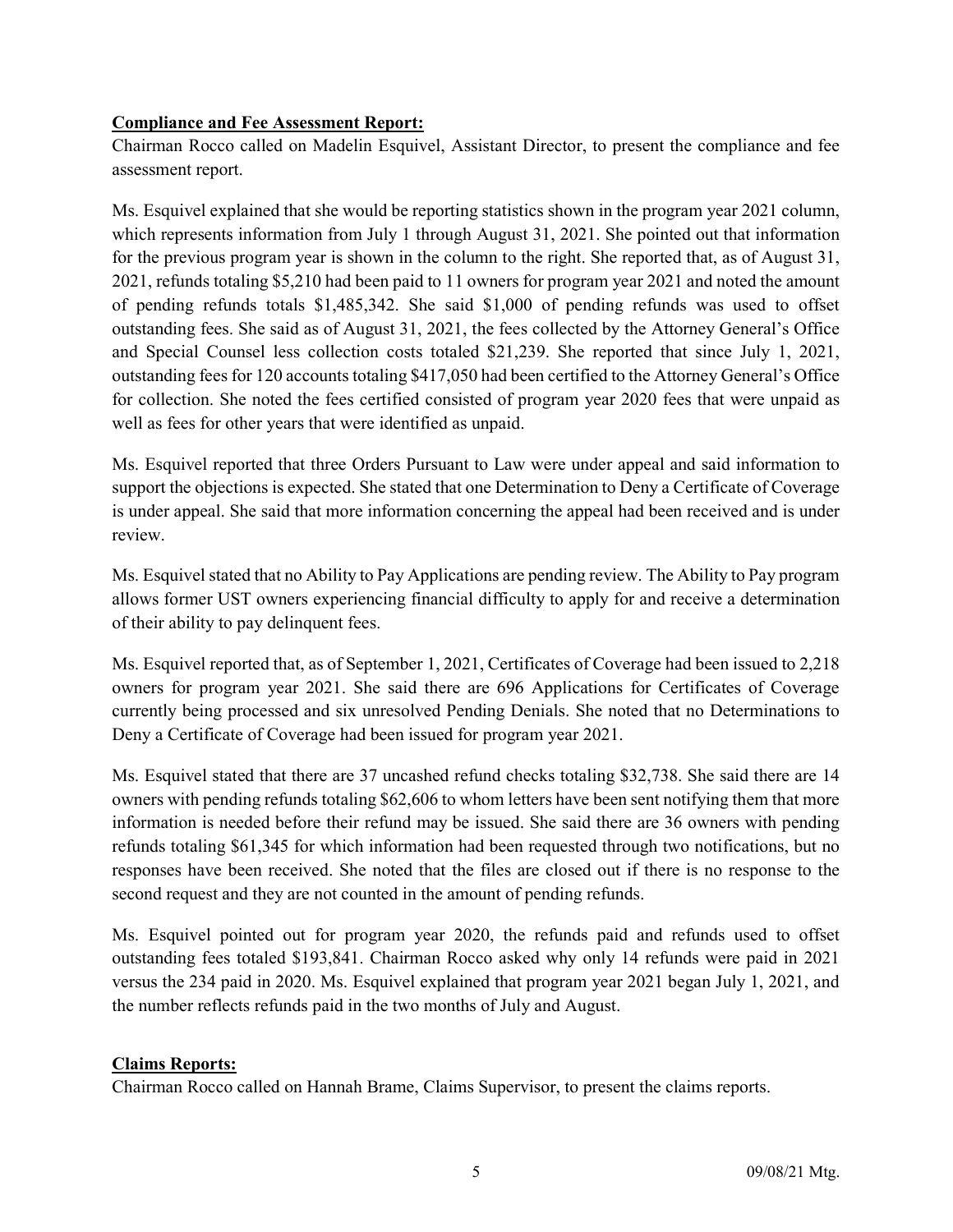**Compliance and Fee Assessment Report:**

Chairman Rocco called on Madelin Esquivel, Assistant Director, to present the compliance and fee assessment report.

Ms. Esquivel explained that she would be reporting statistics shown in the program year 2021 column, which represents information from July 1 through August 31, 2021. She pointed out that information for the previous program year is shown in the column to the right. She reported that, as of August 31, 2021, refunds totaling $5,210 had been paid to 11 owners for program year 2021 and noted the amount of pending refunds totals $1,485,342. She said $1,000 of pending refunds was used to offset outstanding fees. She said as of August 31, 2021, the fees collected by the Attorney General's Office and Special Counsel less collection costs totaled $21,239. She reported that since July 1, 2021, outstanding fees for 120 accounts totaling $417,050 had been certified to the Attorney General's Office for collection. She noted the fees certified consisted of program year 2020 fees that were unpaid as well as fees for other years that were identified as unpaid.

Ms. Esquivel reported that three Orders Pursuant to Law were under appeal and said information to support the objections is expected. She stated that one Determination to Deny a Certificate of Coverage is under appeal. She said that more information concerning the appeal had been received and is under review.

Ms. Esquivel stated that no Ability to Pay Applications are pending review. The Ability to Pay program allows former UST owners experiencing financial difficulty to apply for and receive a determination of their ability to pay delinquent fees.

Ms. Esquivel reported that, as of September 1, 2021, Certificates of Coverage had been issued to 2,218 owners for program year 2021. She said there are 696 Applications for Certificates of Coverage currently being processed and six unresolved Pending Denials. She noted that no Determinations to Deny a Certificate of Coverage had been issued for program year 2021.

Ms. Esquivel stated that there are 37 uncashed refund checks totaling $32,738. She said there are 14 owners with pending refunds totaling $62,606 to whom letters have been sent notifying them that more information is needed before their refund may be issued. She said there are 36 owners with pending refunds totaling $61,345 for which information had been requested through two notifications, but no responses have been received. She noted that the files are closed out if there is no response to the second request and they are not counted in the amount of pending refunds.

Ms. Esquivel pointed out for program year 2020, the refunds paid and refunds used to offset outstanding fees totaled $193,841. Chairman Rocco asked why only 14 refunds were paid in 2021 versus the 234 paid in 2020. Ms. Esquivel explained that program year 2021 began July 1, 2021, and the number reflects refunds paid in the two months of July and August.

**Claims Reports:**

Chairman Rocco called on Hannah Brame, Claims Supervisor, to present the claims reports.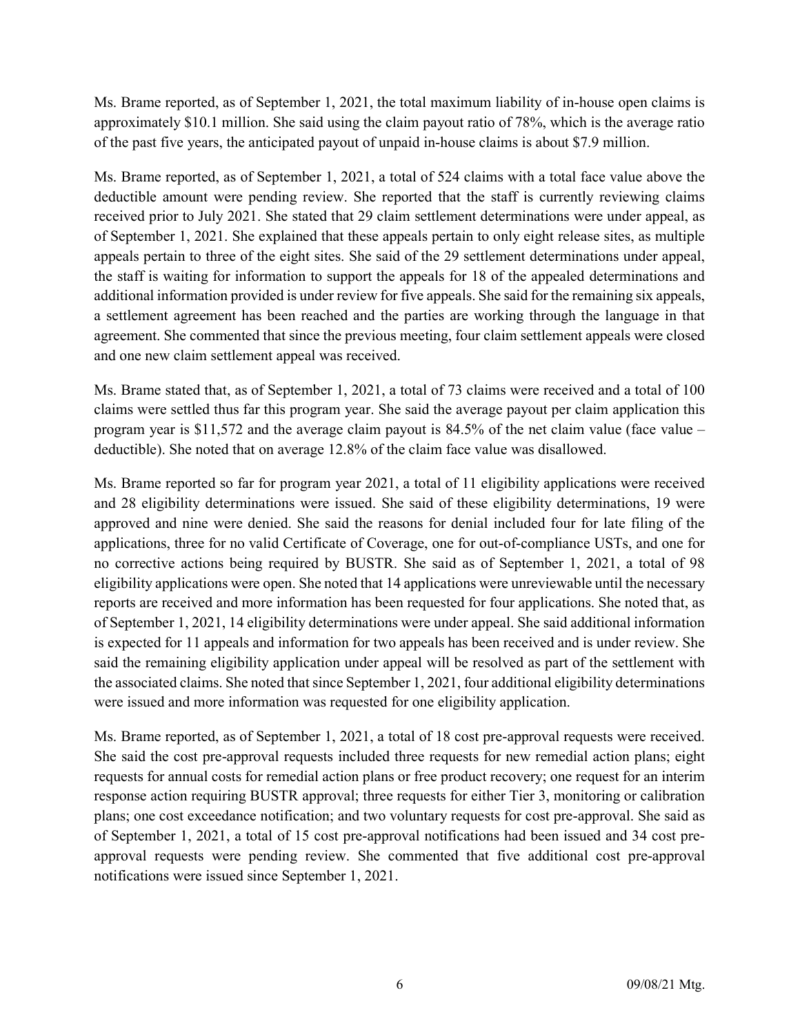Ms. Brame reported, as of September 1, 2021, the total maximum liability of in-house open claims is approximately $10.1 million. She said using the claim payout ratio of 78%, which is the average ratio of the past five years, the anticipated payout of unpaid in-house claims is about $7.9 million.

Ms. Brame reported, as of September 1, 2021, a total of 524 claims with a total face value above the deductible amount were pending review. She reported that the staff is currently reviewing claims received prior to July 2021. She stated that 29 claim settlement determinations were under appeal, as of September 1, 2021. She explained that these appeals pertain to only eight release sites, as multiple appeals pertain to three of the eight sites. She said of the 29 settlement determinations under appeal, the staff is waiting for information to support the appeals for 18 of the appealed determinations and additional information provided is under review for five appeals. She said for the remaining six appeals, a settlement agreement has been reached and the parties are working through the language in that agreement. She commented that since the previous meeting, four claim settlement appeals were closed and one new claim settlement appeal was received.

Ms. Brame stated that, as of September 1, 2021, a total of 73 claims were received and a total of 100 claims were settled thus far this program year. She said the average payout per claim application this program year is $11,572 and the average claim payout is 84.5% of the net claim value (face value – deductible). She noted that on average 12.8% of the claim face value was disallowed.

Ms. Brame reported so far for program year 2021, a total of 11 eligibility applications were received and 28 eligibility determinations were issued. She said of these eligibility determinations, 19 were approved and nine were denied. She said the reasons for denial included four for late filing of the applications, three for no valid Certificate of Coverage, one for out-of-compliance USTs, and one for no corrective actions being required by BUSTR. She said as of September 1, 2021, a total of 98 eligibility applications were open. She noted that 14 applications were unreviewable until the necessary reports are received and more information has been requested for four applications. She noted that, as of September 1, 2021, 14 eligibility determinations were under appeal. She said additional information is expected for 11 appeals and information for two appeals has been received and is under review. She said the remaining eligibility application under appeal will be resolved as part of the settlement with the associated claims. She noted that since September 1, 2021, four additional eligibility determinations were issued and more information was requested for one eligibility application.

Ms. Brame reported, as of September 1, 2021, a total of 18 cost pre-approval requests were received. She said the cost pre-approval requests included three requests for new remedial action plans; eight requests for annual costs for remedial action plans or free product recovery; one request for an interim response action requiring BUSTR approval; three requests for either Tier 3, monitoring or calibration plans; one cost exceedance notification; and two voluntary requests for cost pre-approval. She said as of September 1, 2021, a total of 15 cost pre-approval notifications had been issued and 34 cost pre-approval requests were pending review. She commented that five additional cost pre-approval notifications were issued since September 1, 2021.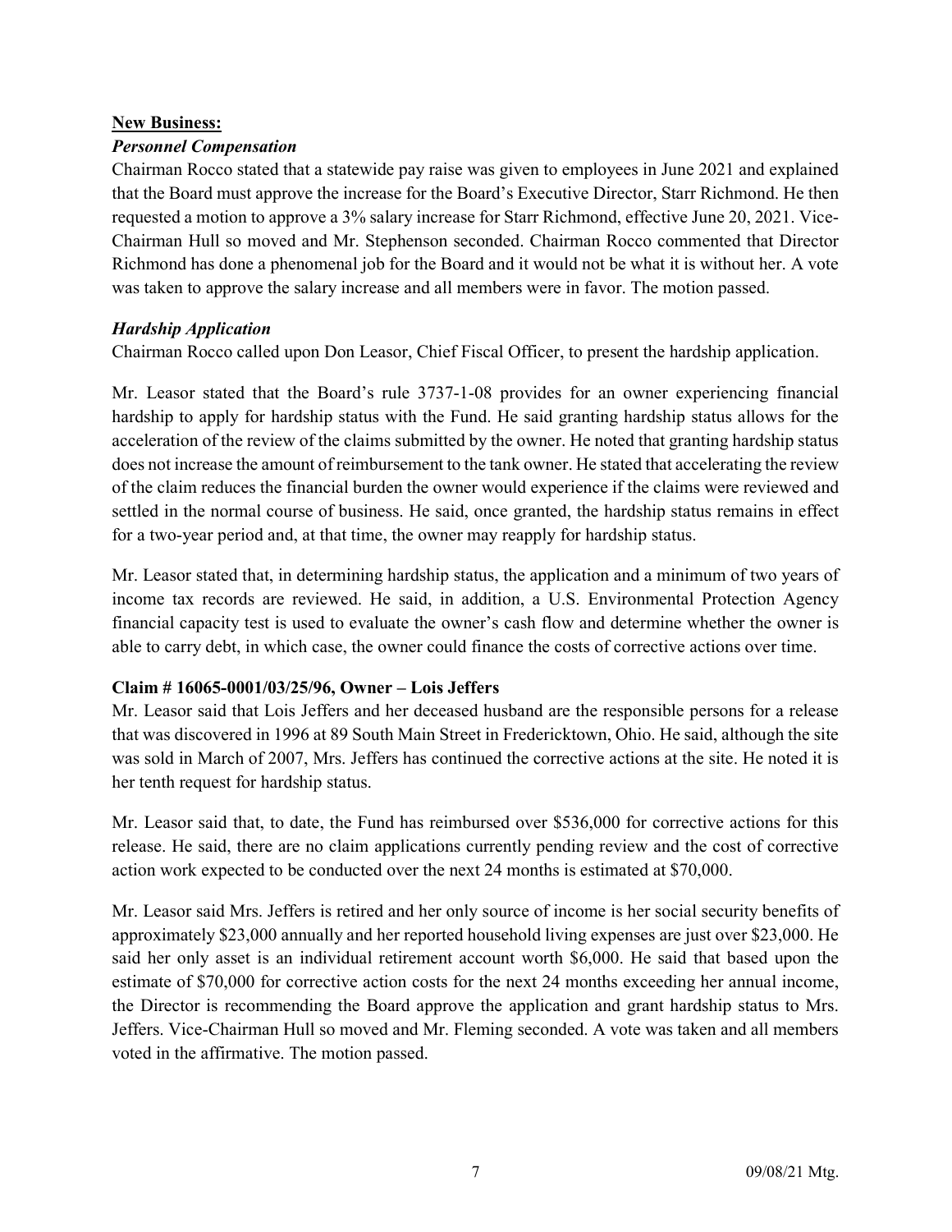## **New Business:**

### ***Personnel Compensation***

Chairman Rocco stated that a statewide pay raise was given to employees in June 2021 and explained that the Board must approve the increase for the Board's Executive Director, Starr Richmond. He then requested a motion to approve a 3% salary increase for Starr Richmond, effective June 20, 2021. Vice-Chairman Hull so moved and Mr. Stephenson seconded. Chairman Rocco commented that Director Richmond has done a phenomenal job for the Board and it would not be what it is without her. A vote was taken to approve the salary increase and all members were in favor. The motion passed.

### ***Hardship Application***

Chairman Rocco called upon Don Leasor, Chief Fiscal Officer, to present the hardship application.

Mr. Leasor stated that the Board's rule 3737-1-08 provides for an owner experiencing financial hardship to apply for hardship status with the Fund. He said granting hardship status allows for the acceleration of the review of the claims submitted by the owner. He noted that granting hardship status does not increase the amount of reimbursement to the tank owner. He stated that accelerating the review of the claim reduces the financial burden the owner would experience if the claims were reviewed and settled in the normal course of business. He said, once granted, the hardship status remains in effect for a two-year period and, at that time, the owner may reapply for hardship status.

Mr. Leasor stated that, in determining hardship status, the application and a minimum of two years of income tax records are reviewed. He said, in addition, a U.S. Environmental Protection Agency financial capacity test is used to evaluate the owner's cash flow and determine whether the owner is able to carry debt, in which case, the owner could finance the costs of corrective actions over time.

**Claim # 16065-0001/03/25/96, Owner – Lois Jeffers**

Mr. Leasor said that Lois Jeffers and her deceased husband are the responsible persons for a release that was discovered in 1996 at 89 South Main Street in Fredericktown, Ohio. He said, although the site was sold in March of 2007, Mrs. Jeffers has continued the corrective actions at the site. He noted it is her tenth request for hardship status.

Mr. Leasor said that, to date, the Fund has reimbursed over $536,000 for corrective actions for this release. He said, there are no claim applications currently pending review and the cost of corrective action work expected to be conducted over the next 24 months is estimated at $70,000.

Mr. Leasor said Mrs. Jeffers is retired and her only source of income is her social security benefits of approximately $23,000 annually and her reported household living expenses are just over $23,000. He said her only asset is an individual retirement account worth $6,000. He said that based upon the estimate of $70,000 for corrective action costs for the next 24 months exceeding her annual income, the Director is recommending the Board approve the application and grant hardship status to Mrs. Jeffers. Vice-Chairman Hull so moved and Mr. Fleming seconded. A vote was taken and all members voted in the affirmative. The motion passed.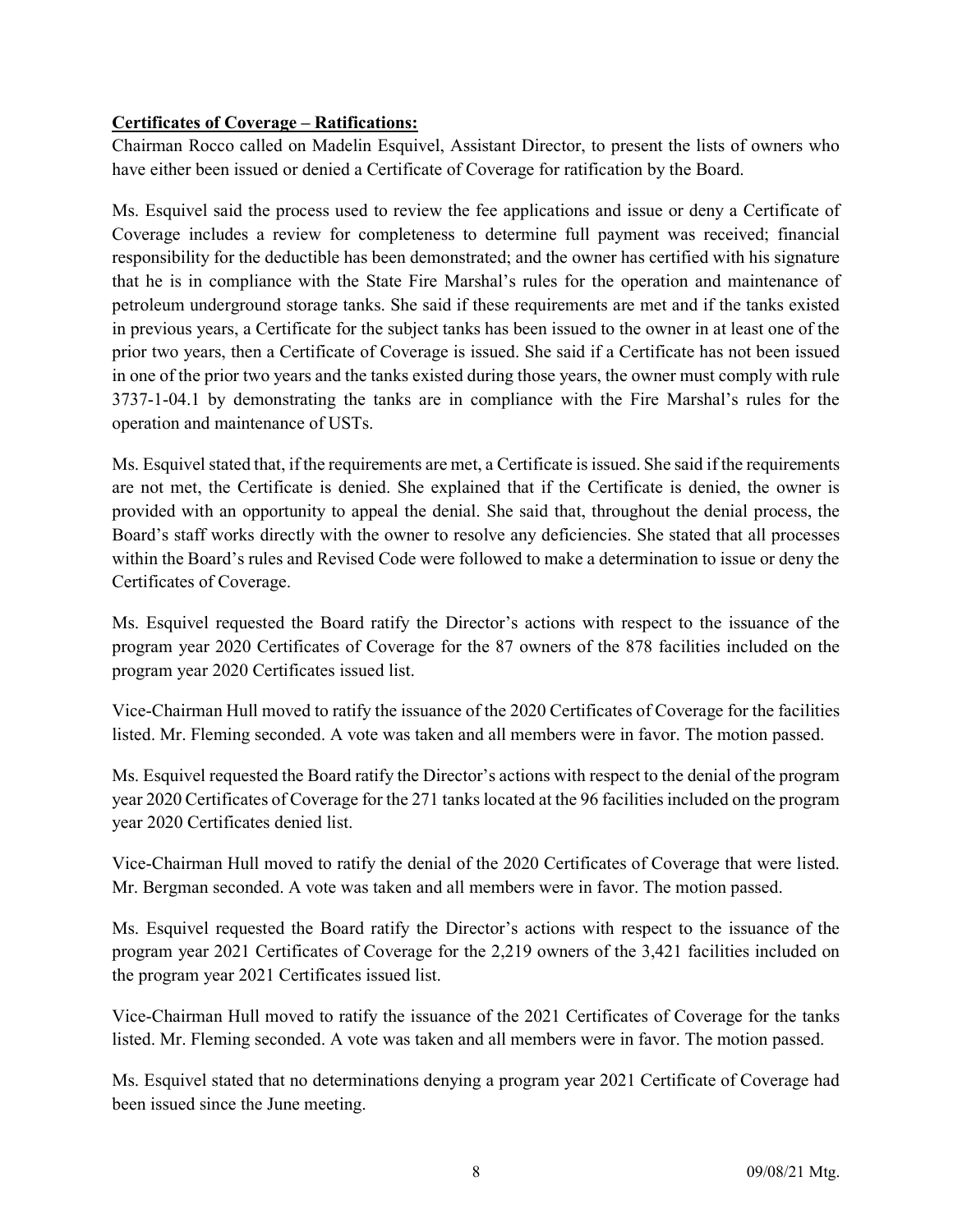**Certificates of Coverage – Ratifications:**

Chairman Rocco called on Madelin Esquivel, Assistant Director, to present the lists of owners who have either been issued or denied a Certificate of Coverage for ratification by the Board.

Ms. Esquivel said the process used to review the fee applications and issue or deny a Certificate of Coverage includes a review for completeness to determine full payment was received; financial responsibility for the deductible has been demonstrated; and the owner has certified with his signature that he is in compliance with the State Fire Marshal's rules for the operation and maintenance of petroleum underground storage tanks. She said if these requirements are met and if the tanks existed in previous years, a Certificate for the subject tanks has been issued to the owner in at least one of the prior two years, then a Certificate of Coverage is issued. She said if a Certificate has not been issued in one of the prior two years and the tanks existed during those years, the owner must comply with rule 3737-1-04.1 by demonstrating the tanks are in compliance with the Fire Marshal's rules for the operation and maintenance of USTs.

Ms. Esquivel stated that, if the requirements are met, a Certificate is issued. She said if the requirements are not met, the Certificate is denied. She explained that if the Certificate is denied, the owner is provided with an opportunity to appeal the denial. She said that, throughout the denial process, the Board's staff works directly with the owner to resolve any deficiencies. She stated that all processes within the Board's rules and Revised Code were followed to make a determination to issue or deny the Certificates of Coverage.

Ms. Esquivel requested the Board ratify the Director's actions with respect to the issuance of the program year 2020 Certificates of Coverage for the 87 owners of the 878 facilities included on the program year 2020 Certificates issued list.

Vice-Chairman Hull moved to ratify the issuance of the 2020 Certificates of Coverage for the facilities listed. Mr. Fleming seconded. A vote was taken and all members were in favor. The motion passed.

Ms. Esquivel requested the Board ratify the Director's actions with respect to the denial of the program year 2020 Certificates of Coverage for the 271 tanks located at the 96 facilities included on the program year 2020 Certificates denied list.

Vice-Chairman Hull moved to ratify the denial of the 2020 Certificates of Coverage that were listed. Mr. Bergman seconded. A vote was taken and all members were in favor. The motion passed.

Ms. Esquivel requested the Board ratify the Director's actions with respect to the issuance of the program year 2021 Certificates of Coverage for the 2,219 owners of the 3,421 facilities included on the program year 2021 Certificates issued list.

Vice-Chairman Hull moved to ratify the issuance of the 2021 Certificates of Coverage for the tanks listed. Mr. Fleming seconded. A vote was taken and all members were in favor. The motion passed.

Ms. Esquivel stated that no determinations denying a program year 2021 Certificate of Coverage had been issued since the June meeting.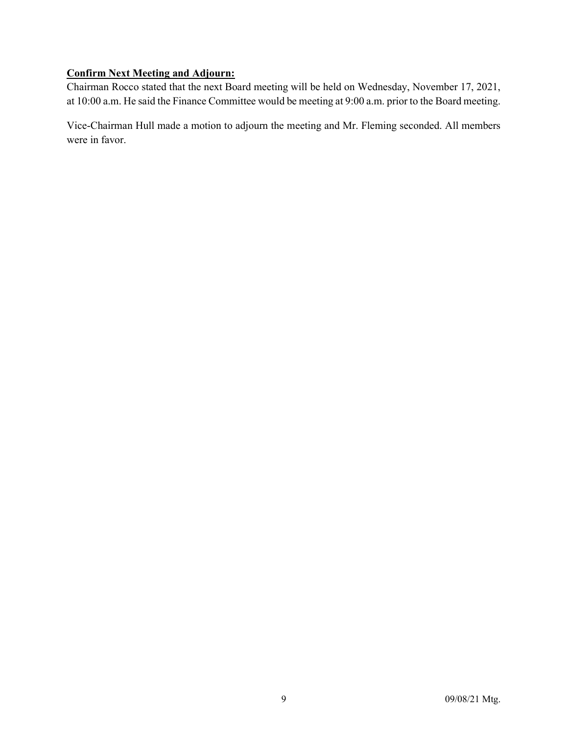**Confirm Next Meeting and Adjourn:**

Chairman Rocco stated that the next Board meeting will be held on Wednesday, November 17, 2021, at 10:00 a.m. He said the Finance Committee would be meeting at 9:00 a.m. prior to the Board meeting.

Vice-Chairman Hull made a motion to adjourn the meeting and Mr. Fleming seconded. All members were in favor.